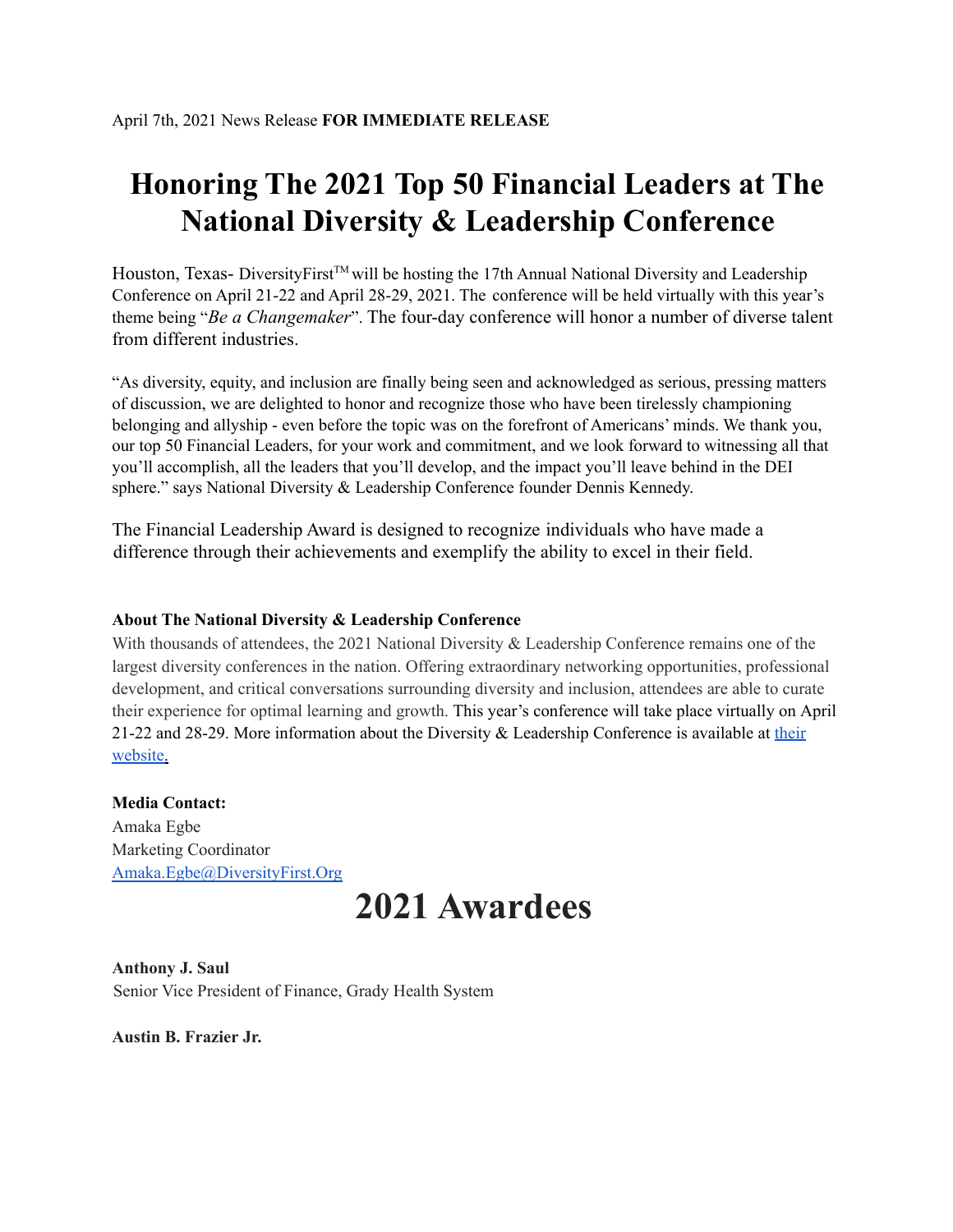April 7th, 2021 News Release **FOR IMMEDIATE RELEASE**

# Honoring The 2021 Top 50 Financial Leaders at The National Diversity & Leadership Conference

Houston, Texas- DiversityFirst™ will be hosting the 17th Annual National Diversity and Leadership Conference on April 21-22 and April 28-29, 2021. The conference will be held virtually with this year's theme being "*Be a Changemaker*". The four-day conference will honor a number of diverse talent from different industries.

"As diversity, equity, and inclusion are finally being seen and acknowledged as serious, pressing matters of discussion, we are delighted to honor and recognize those who have been tirelessly championing belonging and allyship - even before the topic was on the forefront of Americans' minds. We thank you, our top 50 Financial Leaders, for your work and commitment, and we look forward to witnessing all that you'll accomplish, all the leaders that you'll develop, and the impact you'll leave behind in the DEI sphere." says National Diversity & Leadership Conference founder Dennis Kennedy.

The Financial Leadership Award is designed to recognize individuals who have made a difference through their achievements and exemplify the ability to excel in their field.

**About The National Diversity & Leadership Conference**

With thousands of attendees, the 2021 National Diversity & Leadership Conference remains one of the largest diversity conferences in the nation. Offering extraordinary networking opportunities, professional development, and critical conversations surrounding diversity and inclusion, attendees are able to curate their experience for optimal learning and growth. This year's conference will take place virtually on April 21-22 and 28-29. More information about the Diversity & Leadership Conference is available at their website.

**Media Contact:**
Amaka Egbe
Marketing Coordinator
Amaka.Egbe@DiversityFirst.Org

# 2021 Awardees

**Anthony J. Saul**
Senior Vice President of Finance, Grady Health System

**Austin B. Frazier Jr.**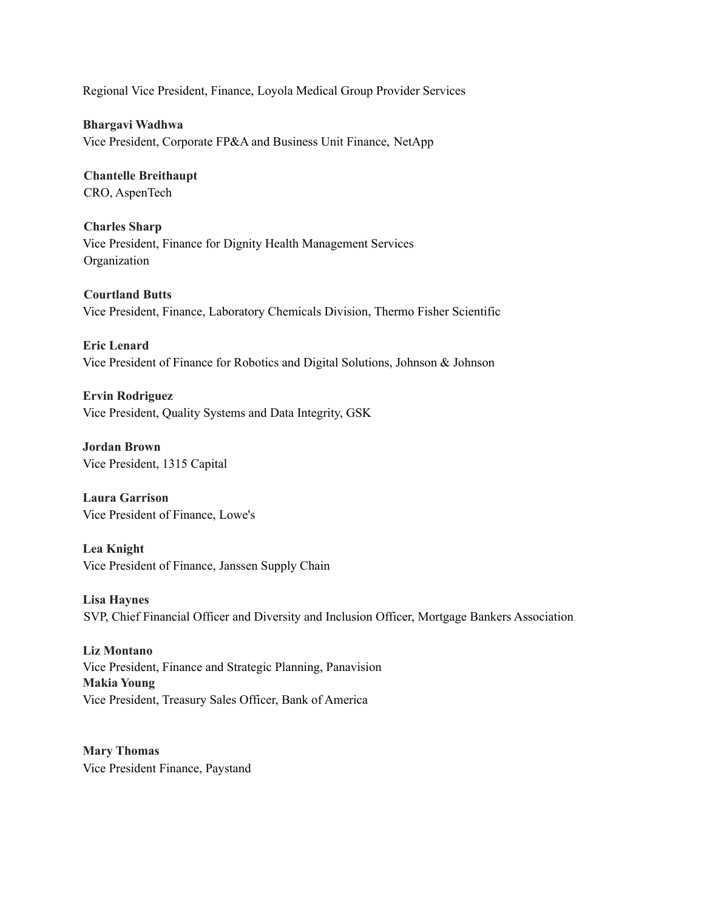Regional Vice President, Finance, Loyola Medical Group Provider Services

**Bhargavi Wadhwa**
Vice President, Corporate FP&A and Business Unit Finance, NetApp

**Chantelle Breithaupt**
CRO, AspenTech

**Charles Sharp**
Vice President, Finance for Dignity Health Management Services Organization

**Courtland Butts**
Vice President, Finance, Laboratory Chemicals Division, Thermo Fisher Scientific

**Eric Lenard**
Vice President of Finance for Robotics and Digital Solutions, Johnson & Johnson

**Ervin Rodriguez**
Vice President, Quality Systems and Data Integrity, GSK

**Jordan Brown**
Vice President, 1315 Capital

**Laura Garrison**
Vice President of Finance, Lowe's

**Lea Knight**
Vice President of Finance, Janssen Supply Chain

**Lisa Haynes**
SVP, Chief Financial Officer and Diversity and Inclusion Officer, Mortgage Bankers Association

**Liz Montano**
Vice President, Finance and Strategic Planning, Panavision

**Makia Young**
Vice President, Treasury Sales Officer, Bank of America

**Mary Thomas**
Vice President Finance, Paystand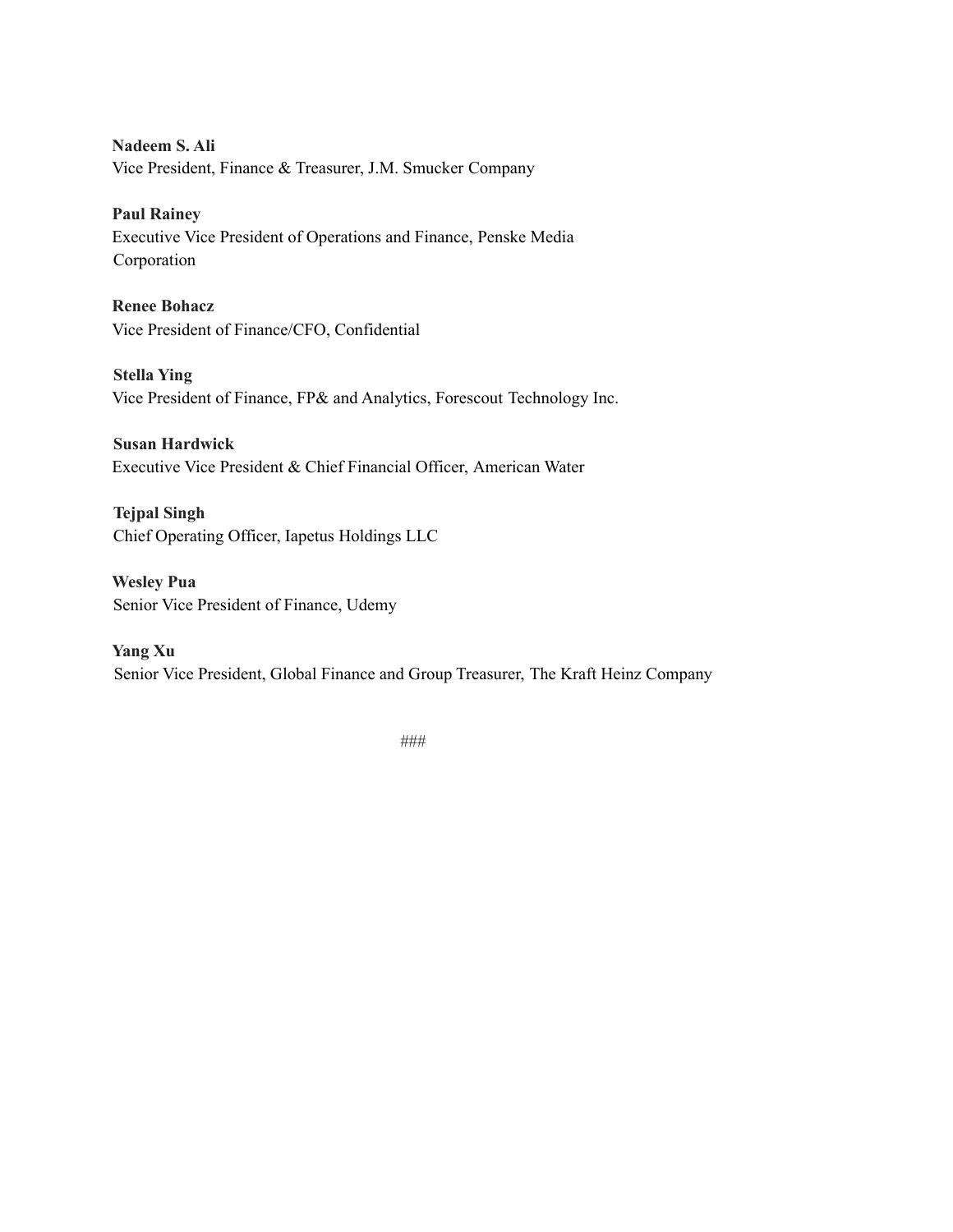**Nadeem S. Ali**
Vice President, Finance & Treasurer, J.M. Smucker Company

**Paul Rainey**
Executive Vice President of Operations and Finance, Penske Media Corporation

**Renee Bohacz**
Vice President of Finance/CFO, Confidential

**Stella Ying**
Vice President of Finance, FP& and Analytics, Forescout Technology Inc.

**Susan Hardwick**
Executive Vice President & Chief Financial Officer, American Water

**Tejpal Singh**
Chief Operating Officer, Iapetus Holdings LLC

**Wesley Pua**
Senior Vice President of Finance, Udemy

**Yang Xu**
Senior Vice President, Global Finance and Group Treasurer, The Kraft Heinz Company

###